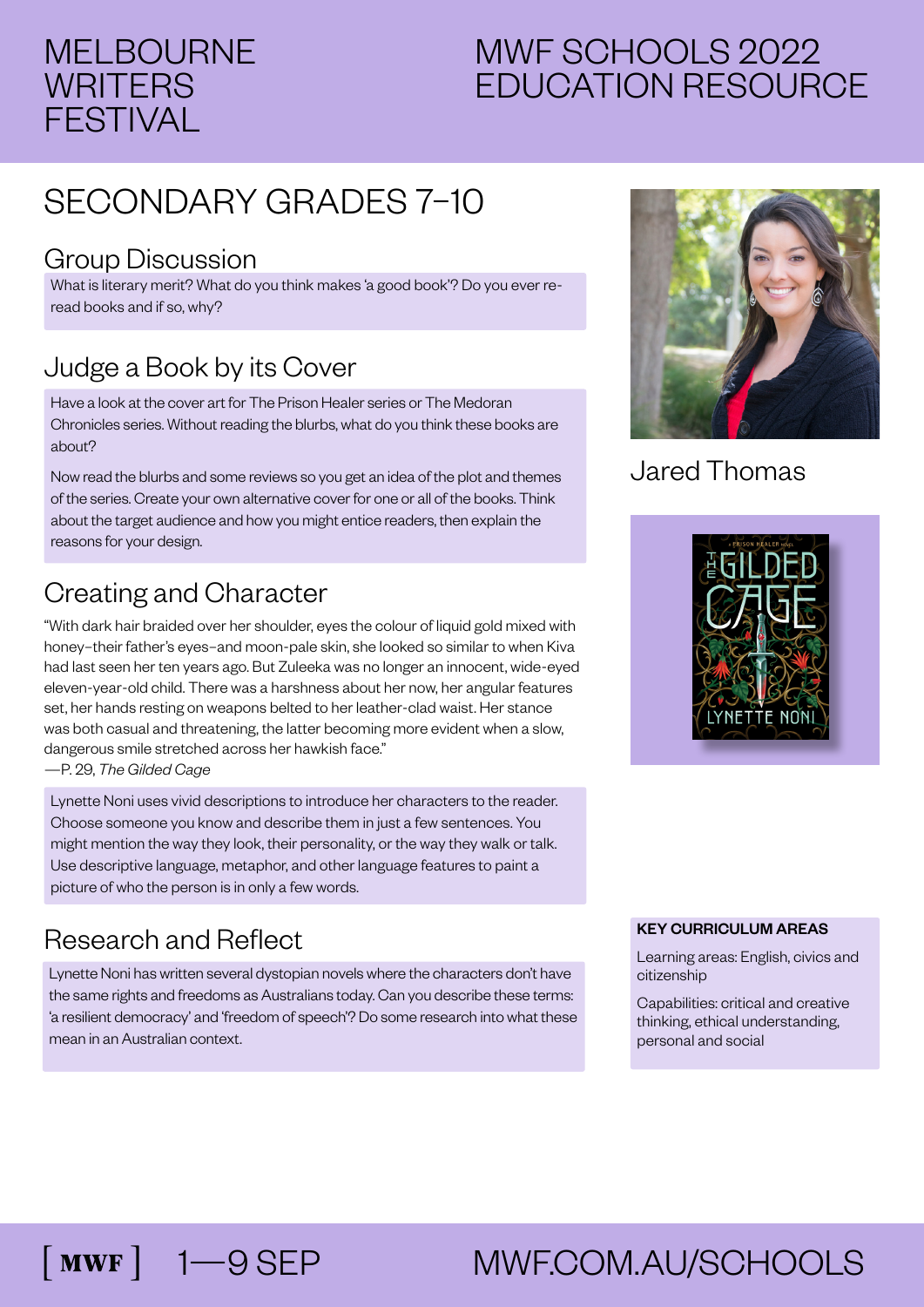# MELBOURNE WRITERS FESTIVAL

# MWF SCHOOLS 2022 EDUCATION RESOURCE

## SECONDARY GRADES 7–10

Jared Thomas

### Group Discussion

What is literary merit? What do you think makes 'a good book'? Do you ever re-read books and if so, why?

### Judge a Book by its Cover

Have a look at the cover art for The Prison Healer series or The Medoran Chronicles series. Without reading the blurbs, what do you think these books are about?

Now read the blurbs and some reviews so you get an idea of the plot and themes of the series. Create your own alternative cover for one or all of the books. Think about the target audience and how you might entice readers, then explain the reasons for your design.

### Creating and Character

"With dark hair braided over her shoulder, eyes the colour of liquid gold mixed with honey–their father's eyes–and moon-pale skin, she looked so similar to when Kiva had last seen her ten years ago. But Zuleeka was no longer an innocent, wide-eyed eleven-year-old child. There was a harshness about her now, her angular features set, her hands resting on weapons belted to her leather-clad waist. Her stance was both casual and threatening, the latter becoming more evident when a slow, dangerous smile stretched across her hawkish face."
—P. 29, *The Gilded Cage*

Lynette Noni uses vivid descriptions to introduce her characters to the reader. Choose someone you know and describe them in just a few sentences. You might mention the way they look, their personality, or the way they walk or talk. Use descriptive language, metaphor, and other language features to paint a picture of who the person is in only a few words.

### Research and Reflect

Lynette Noni has written several dystopian novels where the characters don't have the same rights and freedoms as Australians today. Can you describe these terms: 'a resilient democracy' and 'freedom of speech'? Do some research into what these mean in an Australian context.

**KEY CURRICULUM AREAS**

Learning areas: English, civics and citizenship

Capabilities: critical and creative thinking, ethical understanding, personal and social

[ MWF ] 1—9 SEP MWF.COM.AU/SCHOOLS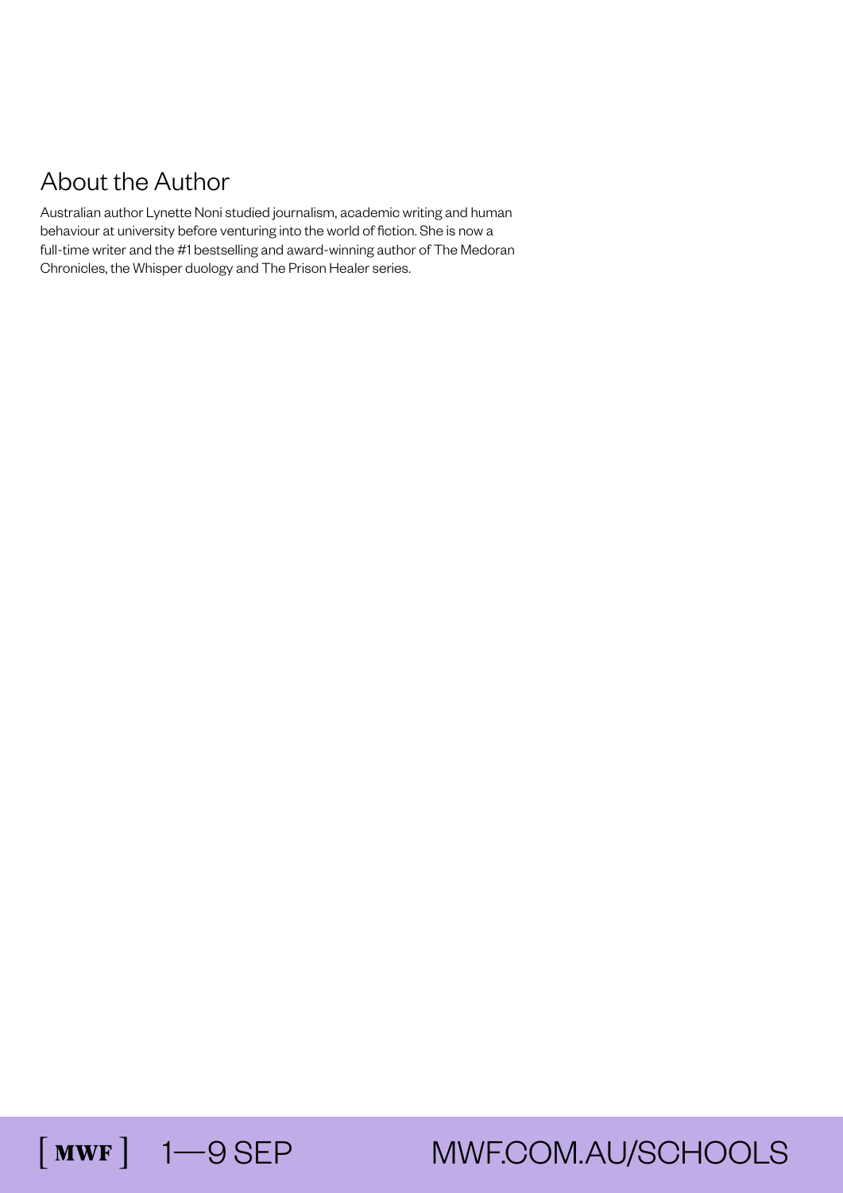## About the Author

Australian author Lynette Noni studied journalism, academic writing and human behaviour at university before venturing into the world of fiction. She is now a full-time writer and the #1 bestselling and award-winning author of The Medoran Chronicles, the Whisper duology and The Prison Healer series.